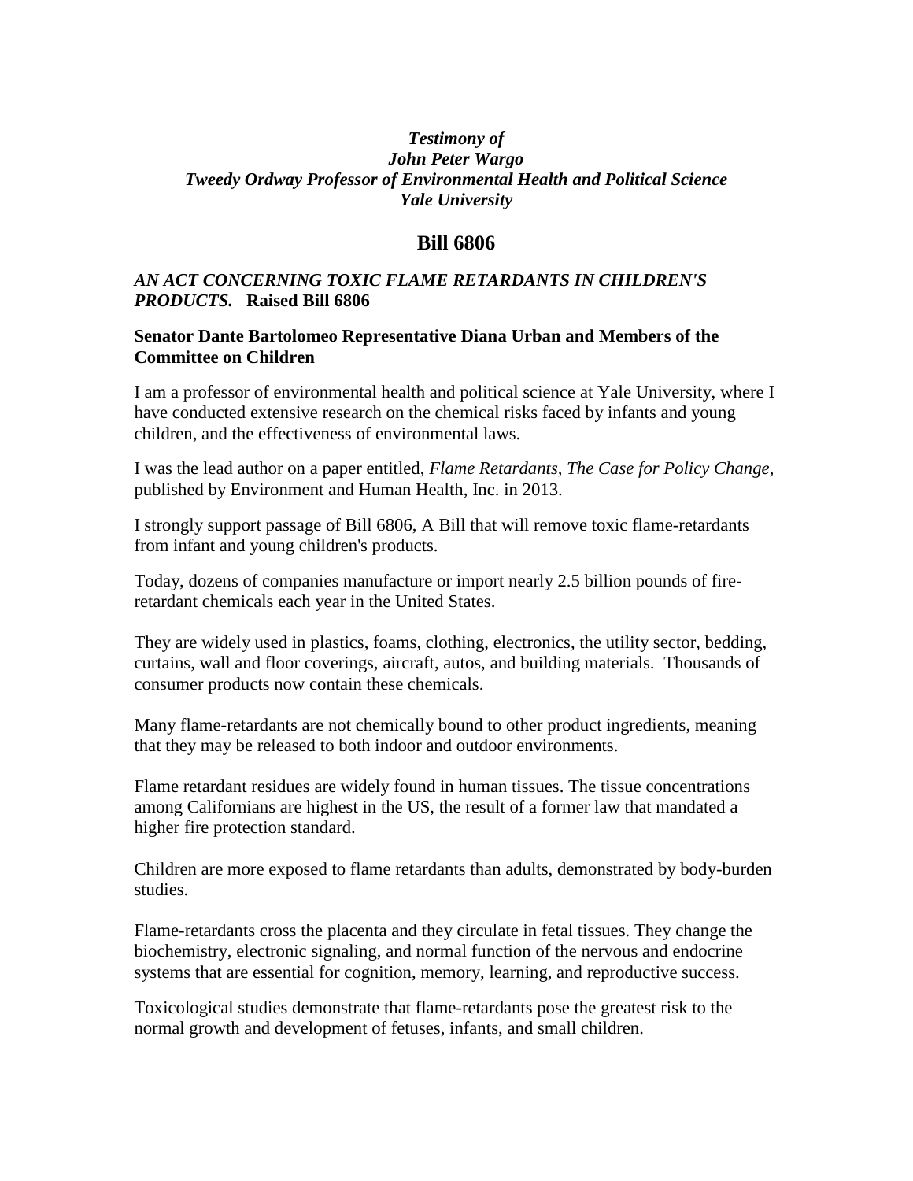***Testimony of***
***John Peter Wargo***
***Tweedy Ordway Professor of Environmental Health and Political Science***
***Yale University***

# Bill 6806

***AN ACT CONCERNING TOXIC FLAME RETARDANTS IN CHILDREN'S PRODUCTS.*** **Raised Bill 6806**

**Senator Dante Bartolomeo Representative Diana Urban and Members of the Committee on Children**

I am a professor of environmental health and political science at Yale University, where I have conducted extensive research on the chemical risks faced by infants and young children, and the effectiveness of environmental laws.

I was the lead author on a paper entitled, *Flame Retardants, The Case for Policy Change*, published by Environment and Human Health, Inc. in 2013.

I strongly support passage of Bill 6806, A Bill that will remove toxic flame-retardants from infant and young children's products.

Today, dozens of companies manufacture or import nearly 2.5 billion pounds of fire-retardant chemicals each year in the United States.

They are widely used in plastics, foams, clothing, electronics, the utility sector, bedding, curtains, wall and floor coverings, aircraft, autos, and building materials. Thousands of consumer products now contain these chemicals.

Many flame-retardants are not chemically bound to other product ingredients, meaning that they may be released to both indoor and outdoor environments.

Flame retardant residues are widely found in human tissues. The tissue concentrations among Californians are highest in the US, the result of a former law that mandated a higher fire protection standard.

Children are more exposed to flame retardants than adults, demonstrated by body-burden studies.

Flame-retardants cross the placenta and they circulate in fetal tissues. They change the biochemistry, electronic signaling, and normal function of the nervous and endocrine systems that are essential for cognition, memory, learning, and reproductive success.

Toxicological studies demonstrate that flame-retardants pose the greatest risk to the normal growth and development of fetuses, infants, and small children.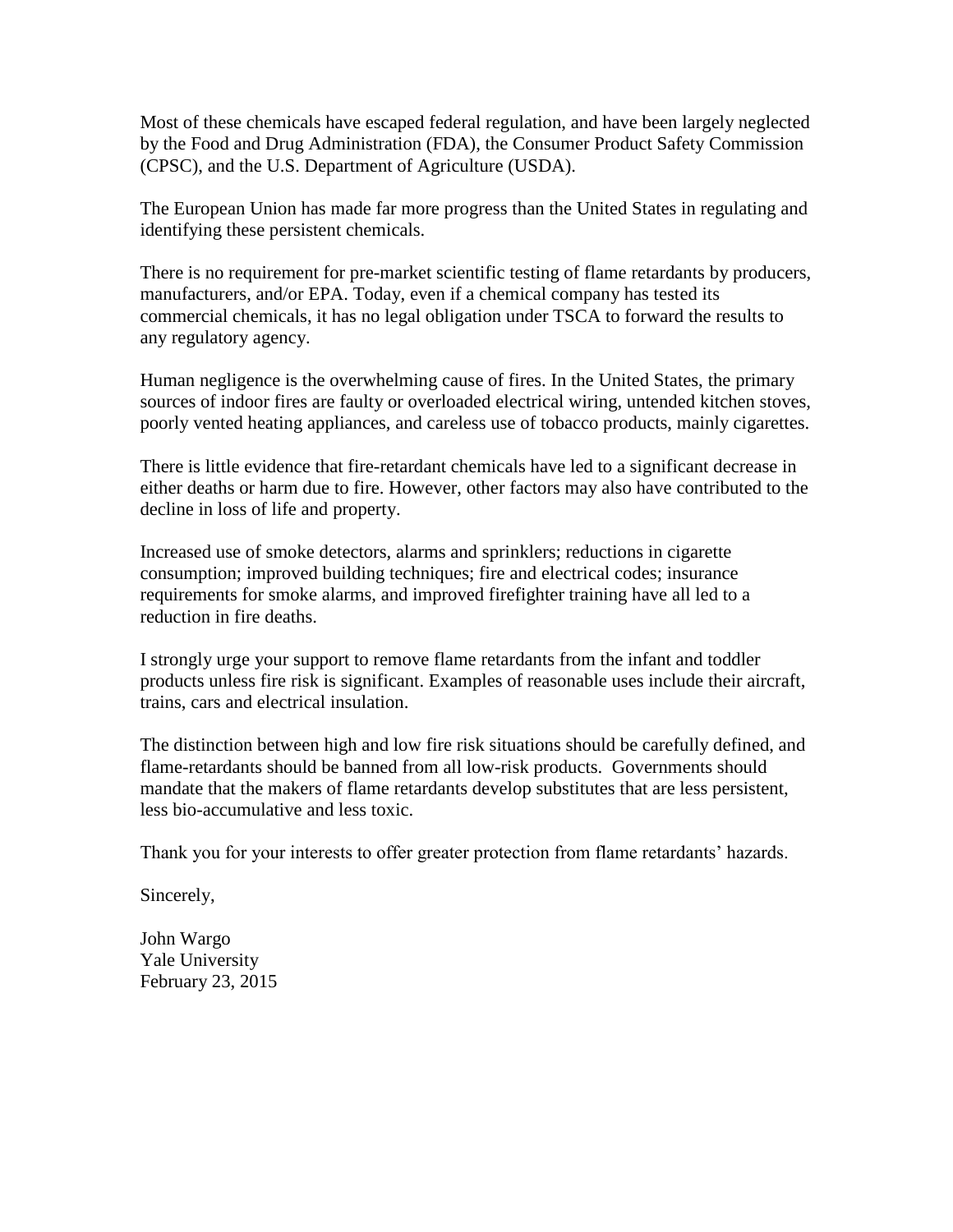Most of these chemicals have escaped federal regulation, and have been largely neglected by the Food and Drug Administration (FDA), the Consumer Product Safety Commission (CPSC), and the U.S. Department of Agriculture (USDA).

The European Union has made far more progress than the United States in regulating and identifying these persistent chemicals.

There is no requirement for pre-market scientific testing of flame retardants by producers, manufacturers, and/or EPA. Today, even if a chemical company has tested its commercial chemicals, it has no legal obligation under TSCA to forward the results to any regulatory agency.

Human negligence is the overwhelming cause of fires. In the United States, the primary sources of indoor fires are faulty or overloaded electrical wiring, untended kitchen stoves, poorly vented heating appliances, and careless use of tobacco products, mainly cigarettes.

There is little evidence that fire-retardant chemicals have led to a significant decrease in either deaths or harm due to fire. However, other factors may also have contributed to the decline in loss of life and property.

Increased use of smoke detectors, alarms and sprinklers; reductions in cigarette consumption; improved building techniques; fire and electrical codes; insurance requirements for smoke alarms, and improved firefighter training have all led to a reduction in fire deaths.

I strongly urge your support to remove flame retardants from the infant and toddler products unless fire risk is significant. Examples of reasonable uses include their aircraft, trains, cars and electrical insulation.

The distinction between high and low fire risk situations should be carefully defined, and flame-retardants should be banned from all low-risk products. Governments should mandate that the makers of flame retardants develop substitutes that are less persistent, less bio-accumulative and less toxic.

Thank you for your interests to offer greater protection from flame retardants' hazards.

Sincerely,

John Wargo
Yale University
February 23, 2015